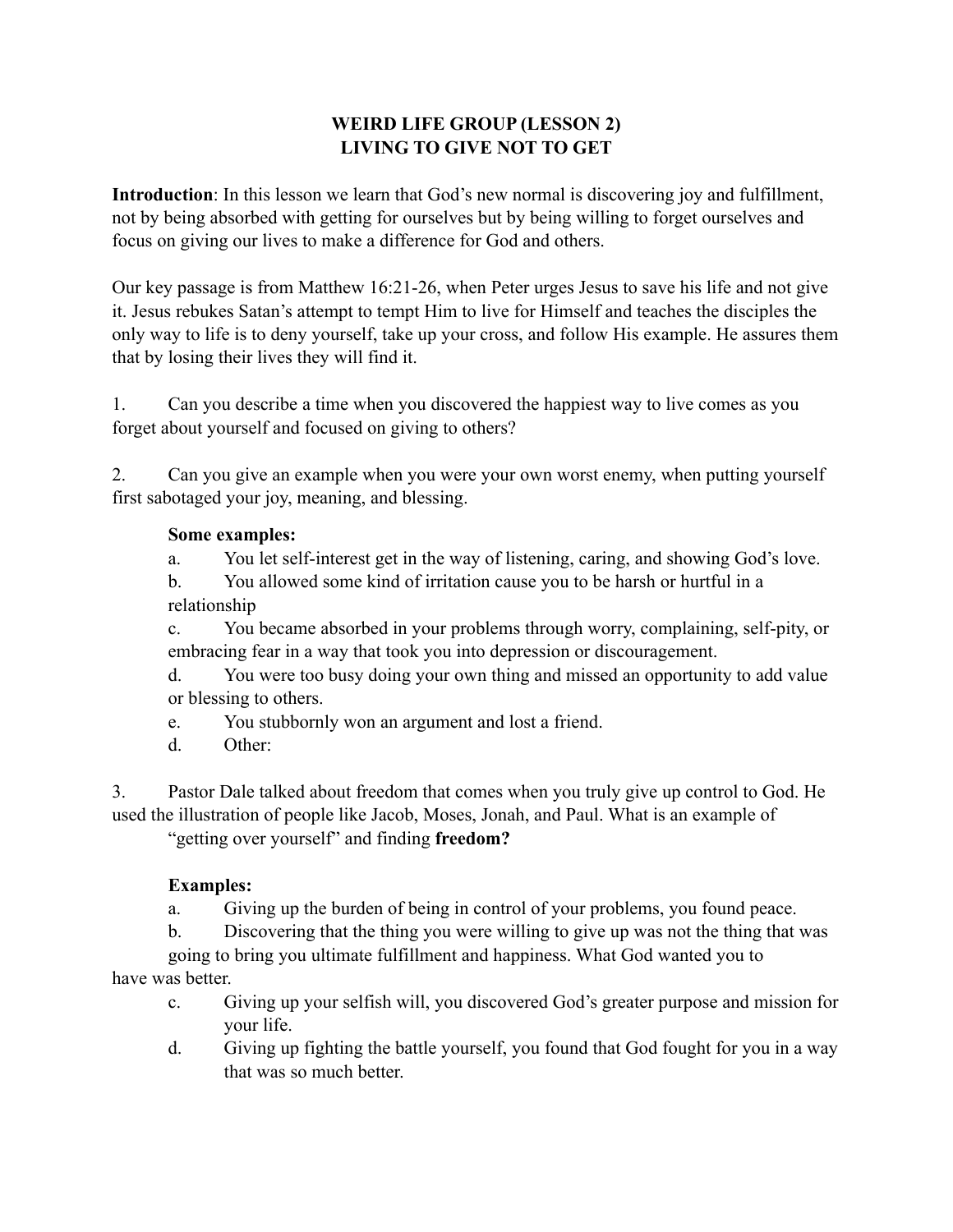# WEIRD LIFE GROUP (LESSON 2)
# LIVING TO GIVE NOT TO GET

**Introduction**: In this lesson we learn that God's new normal is discovering joy and fulfillment, not by being absorbed with getting for ourselves but by being willing to forget ourselves and focus on giving our lives to make a difference for God and others.

Our key passage is from Matthew 16:21-26, when Peter urges Jesus to save his life and not give it. Jesus rebukes Satan's attempt to tempt Him to live for Himself and teaches the disciples the only way to life is to deny yourself, take up your cross, and follow His example. He assures them that by losing their lives they will find it.

1. Can you describe a time when you discovered the happiest way to live comes as you forget about yourself and focused on giving to others?

2. Can you give an example when you were your own worst enemy, when putting yourself first sabotaged your joy, meaning, and blessing.

   **Some examples:**

   a. You let self-interest get in the way of listening, caring, and showing God's love.

   b. You allowed some kind of irritation cause you to be harsh or hurtful in a relationship

   c. You became absorbed in your problems through worry, complaining, self-pity, or embracing fear in a way that took you into depression or discouragement.

   d. You were too busy doing your own thing and missed an opportunity to add value or blessing to others.

   e. You stubbornly won an argument and lost a friend.

   d. Other:

3. Pastor Dale talked about freedom that comes when you truly give up control to God. He used the illustration of people like Jacob, Moses, Jonah, and Paul. What is an example of "getting over yourself" and finding **freedom?**

   **Examples:**

   a. Giving up the burden of being in control of your problems, you found peace.

   b. Discovering that the thing you were willing to give up was not the thing that was going to bring you ultimate fulfillment and happiness. What God wanted you to have was better.

   c. Giving up your selfish will, you discovered God's greater purpose and mission for your life.

   d. Giving up fighting the battle yourself, you found that God fought for you in a way that was so much better.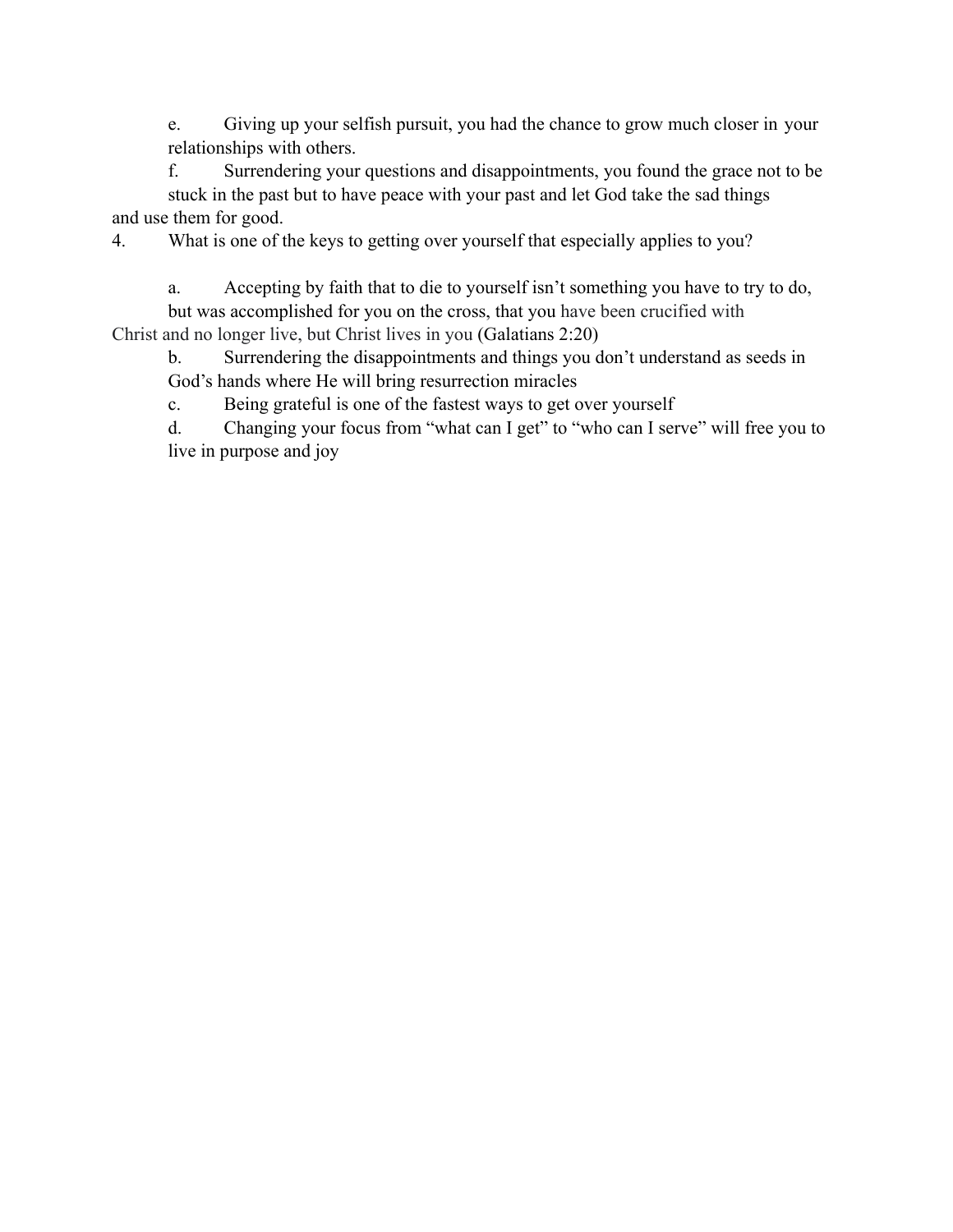e. Giving up your selfish pursuit, you had the chance to grow much closer in your relationships with others.

f. Surrendering your questions and disappointments, you found the grace not to be stuck in the past but to have peace with your past and let God take the sad things and use them for good.

4. What is one of the keys to getting over yourself that especially applies to you?

   a. Accepting by faith that to die to yourself isn't something you have to try to do, but was accomplished for you on the cross, that you have been crucified with Christ and no longer live, but Christ lives in you (Galatians 2:20)

   b. Surrendering the disappointments and things you don't understand as seeds in God's hands where He will bring resurrection miracles

   c. Being grateful is one of the fastest ways to get over yourself

   d. Changing your focus from "what can I get" to "who can I serve" will free you to live in purpose and joy